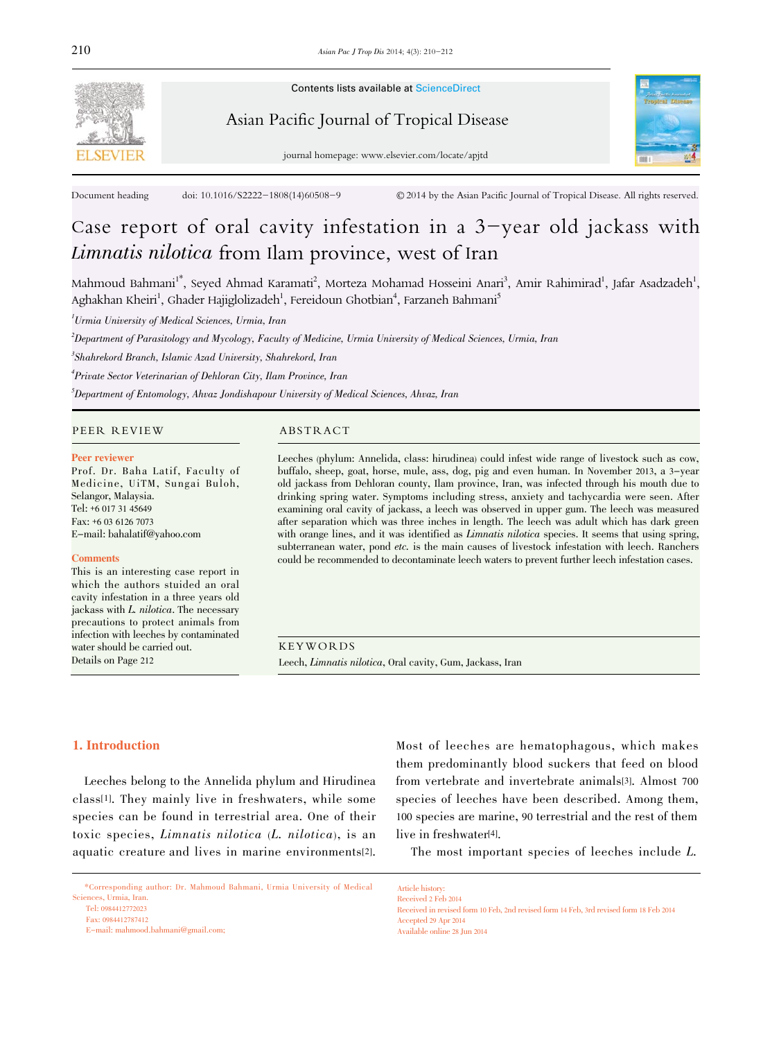Contents lists available at ScienceDirect

Asian Pacific Journal of Tropical Disease

journal homepage: www.elsevier.com/locate/apjtd

Document heading doi: 10.1016/S2222-1808(14)60508-9 © 2014 by the Asian Pacific Journal of Tropical Disease. All rights reserved.

# Case report of oral cavity infestation in a 3-year old jackass with *Limnatis nilotica* from Ilam province, west of Iran

Mahmoud Bahmani[1*], Seyed Ahmad Karamati[2], Morteza Mohamad Hosseini Anari[3], Amir Rahimirad[1], Jafar Asadzadeh[1], Aghakhan Kheiri[1], Ghader Hajiglolizadeh[1], Fereidoun Ghotbian[4], Farzaneh Bahmani[5]

[1]*Urmia University of Medical Sciences, Urmia, Iran*

[2]*Department of Parasitology and Mycology, Faculty of Medicine, Urmia University of Medical Sciences, Urmia, Iran*

[3]*Shahrekord Branch, Islamic Azad University, Shahrekord, Iran*

[4]*Private Sector Veterinarian of Dehloran City, Ilam Province, Iran*

[5]*Department of Entomology, Ahvaz Jondishapour University of Medical Sciences, Ahvaz, Iran*

## PEER REVIEW

**Peer reviewer**

Prof. Dr. Baha Latif, Faculty of Medicine, UiTM, Sungai Buloh, Selangor, Malaysia.
Tel: +6 017 31 45649
Fax: +6 03 6126 7073
E-mail: bahalatif@yahoo.com

**Comments**

This is an interesting case report in which the authors stuided an oral cavity infestation in a three years old jackass with *L. nilotica*. The necessary precautions to protect animals from infection with leeches by contaminated water should be carried out.
Details on Page 212

## ABSTRACT

Leeches (phylum: Annelida, class: hirudinea) could infest wide range of livestock such as cow, buffalo, sheep, goat, horse, mule, ass, dog, pig and even human. In November 2013, a 3-year old jackass from Dehloran county, Ilam province, Iran, was infected through his mouth due to drinking spring water. Symptoms including stress, anxiety and tachycardia were seen. After examining oral cavity of jackass, a leech was observed in upper gum. The leech was measured after separation which was three inches in length. The leech was adult which has dark green with orange lines, and it was identified as *Limnatis nilotica* species. It seems that using spring, subterranean water, pond *etc.* is the main causes of livestock infestation with leech. Ranchers could be recommended to decontaminate leech waters to prevent further leech infestation cases.

## KEYWORDS

Leech, *Limnatis nilotica*, Oral cavity, Gum, Jackass, Iran

## 1. Introduction

Leeches belong to the Annelida phylum and Hirudinea class[1]. They mainly live in freshwaters, while some species can be found in terrestrial area. One of their toxic species, *Limnatis nilotica* (*L. nilotica*), is an aquatic creature and lives in marine environments[2]. Most of leeches are hematophagous, which makes them predominantly blood suckers that feed on blood from vertebrate and invertebrate animals[3]. Almost 700 species of leeches have been described. Among them, 100 species are marine, 90 terrestrial and the rest of them live in freshwater[4].

The most important species of leeches include *L.*

\*Corresponding author: Dr. Mahmoud Bahmani, Urmia University of Medical Sciences, Urmia, Iran.
Tel: 0984412772023
Fax: 0984412787412
E-mail: mahmood.bahmani@gmail.com;

Article history:
Received 2 Feb 2014
Received in revised form 10 Feb, 2nd revised form 14 Feb, 3rd revised form 18 Feb 2014
Accepted 29 Apr 2014
Available online 28 Jun 2014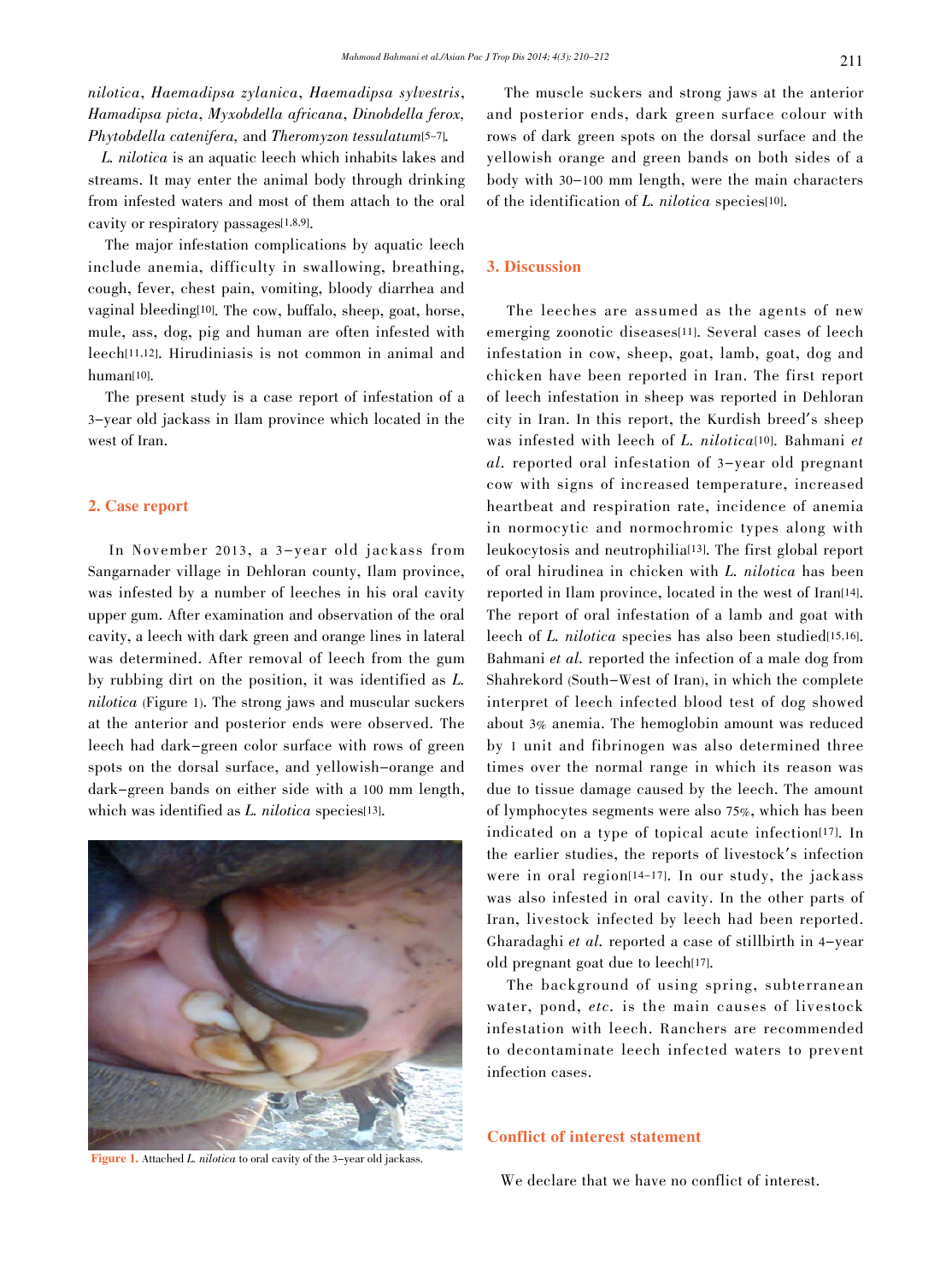*nilotica*, *Haemadipsa zylanica*, *Haemadipsa sylvestris*, *Hamadipsa picta*, *Myxobdella africana*, *Dinobdella ferox*, *Phytobdella catenifera*, and *Theromyzon tessulatum*[5–7].

*L. nilotica* is an aquatic leech which inhabits lakes and streams. It may enter the animal body through drinking from infested waters and most of them attach to the oral cavity or respiratory passages[1,8,9].

The major infestation complications by aquatic leech include anemia, difficulty in swallowing, breathing, cough, fever, chest pain, vomiting, bloody diarrhea and vaginal bleeding[10]. The cow, buffalo, sheep, goat, horse, mule, ass, dog, pig and human are often infested with leech[11,12]. Hirudiniasis is not common in animal and human[10].

The present study is a case report of infestation of a 3-year old jackass in Ilam province which located in the west of Iran.

## 2. Case report

In November 2013, a 3-year old jackass from Sangarnader village in Dehloran county, Ilam province, was infested by a number of leeches in his oral cavity upper gum. After examination and observation of the oral cavity, a leech with dark green and orange lines in lateral was determined. After removal of leech from the gum by rubbing dirt on the position, it was identified as *L. nilotica* (Figure 1). The strong jaws and muscular suckers at the anterior and posterior ends were observed. The leech had dark-green color surface with rows of green spots on the dorsal surface, and yellowish-orange and dark-green bands on either side with a 100 mm length, which was identified as *L. nilotica* species[13].

Figure 1. Attached *L. nilotica* to oral cavity of the 3-year old jackass.

The muscle suckers and strong jaws at the anterior and posterior ends, dark green surface colour with rows of dark green spots on the dorsal surface and the yellowish orange and green bands on both sides of a body with 30–100 mm length, were the main characters of the identification of *L. nilotica* species[10].

## 3. Discussion

The leeches are assumed as the agents of new emerging zoonotic diseases[11]. Several cases of leech infestation in cow, sheep, goat, lamb, goat, dog and chicken have been reported in Iran. The first report of leech infestation in sheep was reported in Dehloran city in Iran. In this report, the Kurdish breed's sheep was infested with leech of *L. nilotica*[10]. Bahmani *et al.* reported oral infestation of 3-year old pregnant cow with signs of increased temperature, increased heartbeat and respiration rate, incidence of anemia in normocytic and normochromic types along with leukocytosis and neutrophilia[13]. The first global report of oral hirudinea in chicken with *L. nilotica* has been reported in Ilam province, located in the west of Iran[14]. The report of oral infestation of a lamb and goat with leech of *L. nilotica* species has also been studied[15,16]. Bahmani *et al.* reported the infection of a male dog from Shahrekord (South-West of Iran), in which the complete interpret of leech infected blood test of dog showed about 3% anemia. The hemoglobin amount was reduced by 1 unit and fibrinogen was also determined three times over the normal range in which its reason was due to tissue damage caused by the leech. The amount of lymphocytes segments were also 75%, which has been indicated on a type of topical acute infection[17]. In the earlier studies, the reports of livestock's infection were in oral region[14–17]. In our study, the jackass was also infested in oral cavity. In the other parts of Iran, livestock infected by leech had been reported. Gharadaghi *et al.* reported a case of stillbirth in 4-year old pregnant goat due to leech[17].

The background of using spring, subterranean water, pond, *etc.* is the main causes of livestock infestation with leech. Ranchers are recommended to decontaminate leech infected waters to prevent infection cases.

## Conflict of interest statement

We declare that we have no conflict of interest.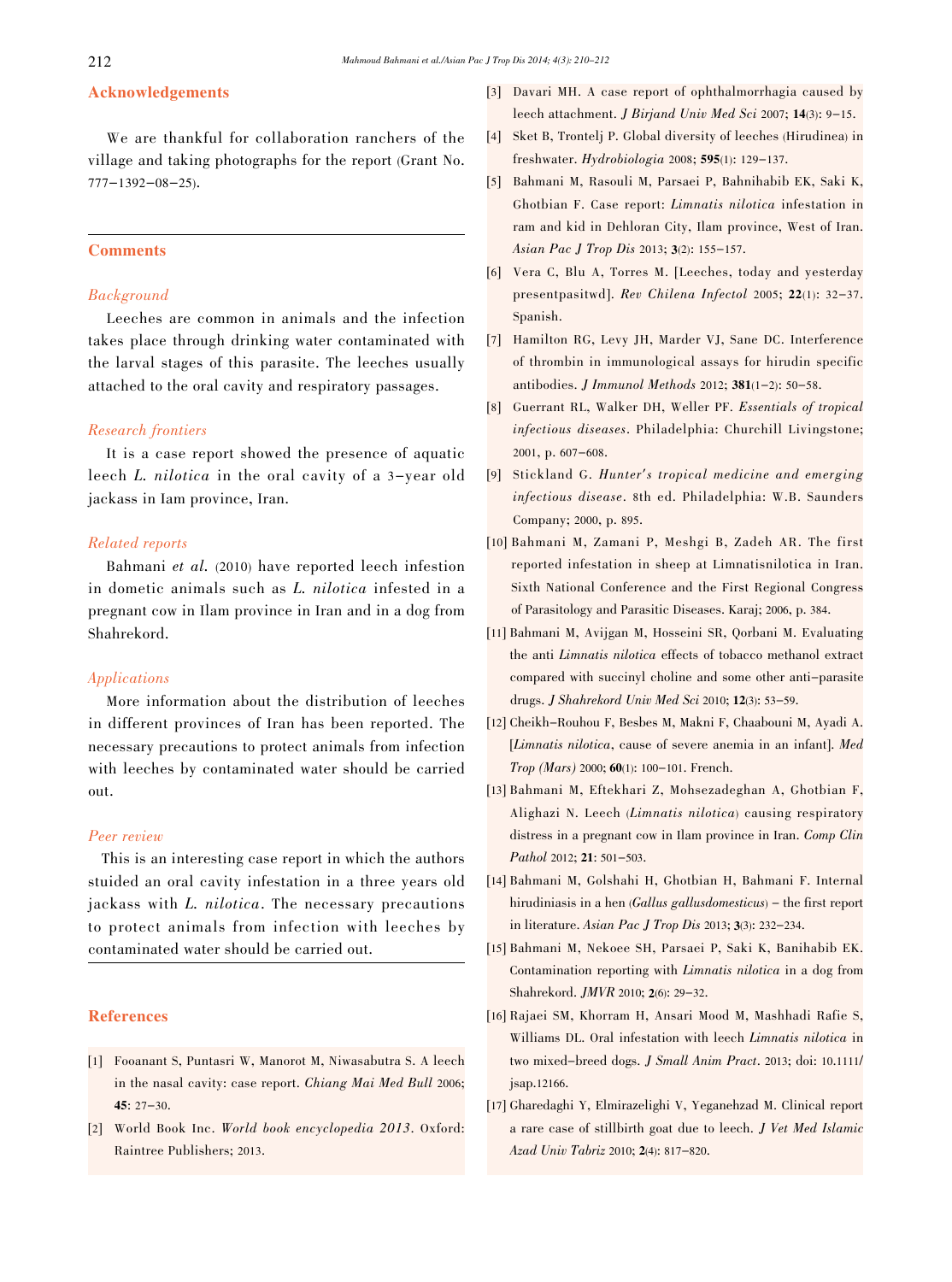## Acknowledgements

We are thankful for collaboration ranchers of the village and taking photographs for the report (Grant No. 777–1392–08–25).

## Comments

### *Background*

Leeches are common in animals and the infection takes place through drinking water contaminated with the larval stages of this parasite. The leeches usually attached to the oral cavity and respiratory passages.

### *Research frontiers*

It is a case report showed the presence of aquatic leech *L. nilotica* in the oral cavity of a 3–year old jackass in Iam province, Iran.

### *Related reports*

Bahmani *et al.* (2010) have reported leech infestion in dometic animals such as *L. nilotica* infested in a pregnant cow in Ilam province in Iran and in a dog from Shahrekord.

### *Applications*

More information about the distribution of leeches in different provinces of Iran has been reported. The necessary precautions to protect animals from infection with leeches by contaminated water should be carried out.

### *Peer review*

This is an interesting case report in which the authors stuided an oral cavity infestation in a three years old jackass with *L. nilotica*. The necessary precautions to protect animals from infection with leeches by contaminated water should be carried out.

## References

[1] Fooanant S, Puntasri W, Manorot M, Niwasabutra S. A leech in the nasal cavity: case report. *Chiang Mai Med Bull* 2006; **45**: 27–30.

[2] World Book Inc. *World book encyclopedia 2013*. Oxford: Raintree Publishers; 2013.

[3] Davari MH. A case report of ophthalmorrhagia caused by leech attachment. *J Birjand Univ Med Sci* 2007; **14**(3): 9–15.

[4] Sket B, Trontelj P. Global diversity of leeches (Hirudinea) in freshwater. *Hydrobiologia* 2008; **595**(1): 129–137.

[5] Bahmani M, Rasouli M, Parsaei P, Bahnihabib EK, Saki K, Ghotbian F. Case report: *Limnatis nilotica* infestation in ram and kid in Dehloran City, Ilam province, West of Iran. *Asian Pac J Trop Dis* 2013; **3**(2): 155–157.

[6] Vera C, Blu A, Torres M. [Leeches, today and yesterday presentpasitwd]. *Rev Chilena Infectol* 2005; **22**(1): 32–37. Spanish.

[7] Hamilton RG, Levy JH, Marder VJ, Sane DC. Interference of thrombin in immunological assays for hirudin specific antibodies. *J Immunol Methods* 2012; **381**(1–2): 50–58.

[8] Guerrant RL, Walker DH, Weller PF. *Essentials of tropical infectious diseases*. Philadelphia: Churchill Livingstone; 2001, p. 607–608.

[9] Stickland G. *Hunter's tropical medicine and emerging infectious disease*. 8th ed. Philadelphia: W.B. Saunders Company; 2000, p. 895.

[10] Bahmani M, Zamani P, Meshgi B, Zadeh AR. The first reported infestation in sheep at Limnatisnilotica in Iran. Sixth National Conference and the First Regional Congress of Parasitology and Parasitic Diseases. Karaj; 2006, p. 384.

[11] Bahmani M, Avijgan M, Hosseini SR, Qorbani M. Evaluating the anti *Limnatis nilotica* effects of tobacco methanol extract compared with succinyl choline and some other anti–parasite drugs. *J Shahrekord Univ Med Sci* 2010; **12**(3): 53–59.

[12] Cheikh–Rouhou F, Besbes M, Makni F, Chaabouni M, Ayadi A. [*Limnatis nilotica*, cause of severe anemia in an infant]. *Med Trop (Mars)* 2000; **60**(1): 100–101. French.

[13] Bahmani M, Eftekhari Z, Mohsezadeghan A, Ghotbian F, Alighazi N. Leech (*Limnatis nilotica*) causing respiratory distress in a pregnant cow in Ilam province in Iran. *Comp Clin Pathol* 2012; **21**: 501–503.

[14] Bahmani M, Golshahi H, Ghotbian H, Bahmani F. Internal hirudiniasis in a hen (*Gallus gallusdomesticus*) – the first report in literature. *Asian Pac J Trop Dis* 2013; **3**(3): 232–234.

[15] Bahmani M, Nekoee SH, Parsaei P, Saki K, Banihabib EK. Contamination reporting with *Limnatis nilotica* in a dog from Shahrekord. *JMVR* 2010; **2**(6): 29–32.

[16] Rajaei SM, Khorram H, Ansari Mood M, Mashhadi Rafie S, Williams DL. Oral infestation with leech *Limnatis nilotica* in two mixed–breed dogs. *J Small Anim Pract*. 2013; doi: 10.1111/jsap.12166.

[17] Gharedaghi Y, Elmirazelighi V, Yeganehzad M. Clinical report a rare case of stillbirth goat due to leech. *J Vet Med Islamic Azad Univ Tabriz* 2010; **2**(4): 817–820.